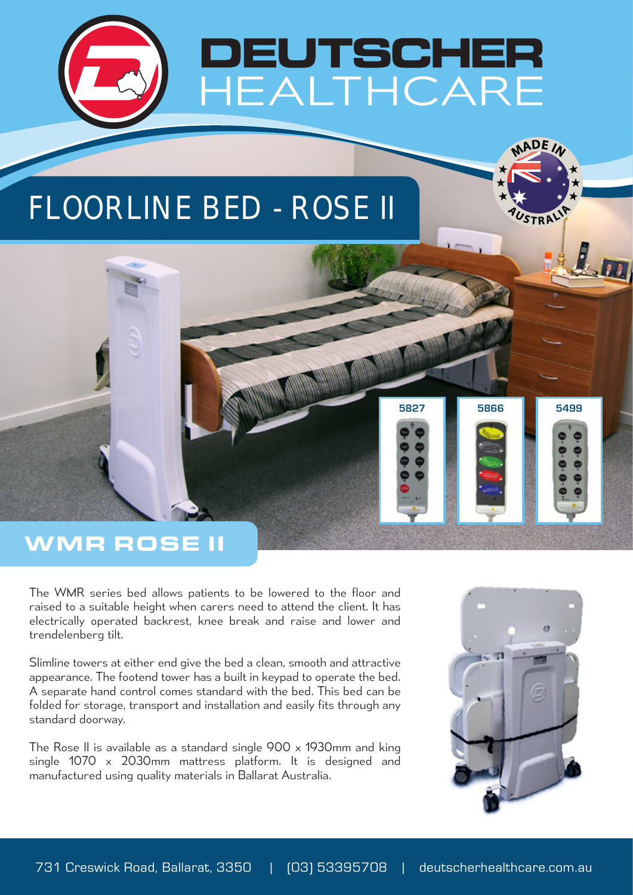# DEUTSCHER HEALTHCARE

MADE IN AUSTRALIA

## FLOORLINE BED - ROSE II

5827

5866

5499

## WMR ROSE II

The WMR series bed allows patients to be lowered to the floor and raised to a suitable height when carers need to attend the client. It has electrically operated backrest, knee break and raise and lower and trendelenberg tilt.

Slimline towers at either end give the bed a clean, smooth and attractive appearance. The footend tower has a built in keypad to operate the bed. A separate hand control comes standard with the bed. This bed can be folded for storage, transport and installation and easily fits through any standard doorway.

The Rose II is available as a standard single 900 x 1930mm and king single 1070 x 2030mm mattress platform. It is designed and manufactured using quality materials in Ballarat Australia.

731 Creswick Road, Ballarat, 3350 | (03) 53395708 | deutscherhealthcare.com.au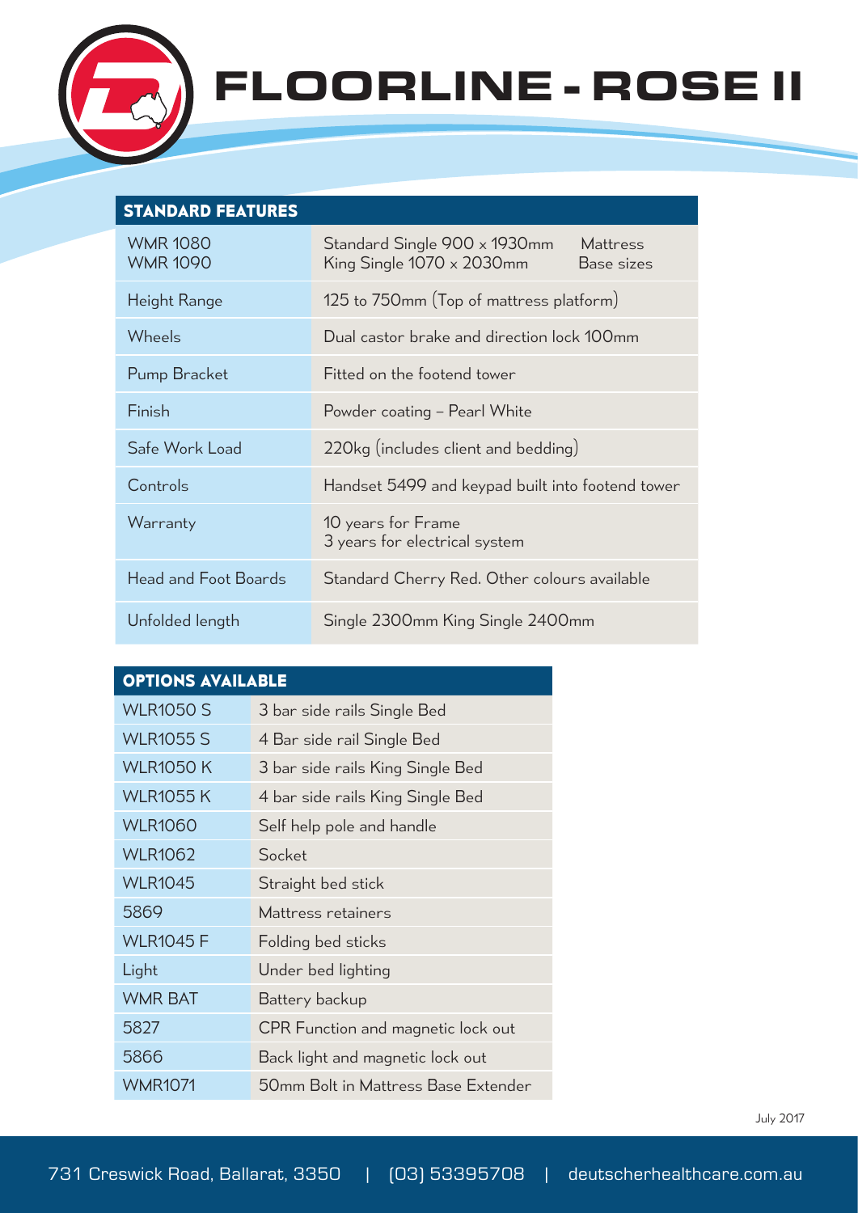# FLOORLINE - ROSE II

| STANDARD FEATURES | | |
|---|---|---|
| WMR 1080<br>WMR 1090 | Standard Single 900 x 1930mm<br>King Single 1070 x 2030mm | Mattress<br>Base sizes |
| Height Range | 125 to 750mm (Top of mattress platform) | |
| Wheels | Dual castor brake and direction lock 100mm | |
| Pump Bracket | Fitted on the footend tower | |
| Finish | Powder coating – Pearl White | |
| Safe Work Load | 220kg (includes client and bedding) | |
| Controls | Handset 5499 and keypad built into footend tower | |
| Warranty | 10 years for Frame<br>3 years for electrical system | |
| Head and Foot Boards | Standard Cherry Red. Other colours available | |
| Unfolded length | Single 2300mm King Single 2400mm | |

| OPTIONS AVAILABLE | |
|---|---|
| WLR1050 S | 3 bar side rails Single Bed |
| WLR1055 S | 4 Bar side rail Single Bed |
| WLR1050 K | 3 bar side rails King Single Bed |
| WLR1055 K | 4 bar side rails King Single Bed |
| WLR1060 | Self help pole and handle |
| WLR1062 | Socket |
| WLR1045 | Straight bed stick |
| 5869 | Mattress retainers |
| WLR1045 F | Folding bed sticks |
| Light | Under bed lighting |
| WMR BAT | Battery backup |
| 5827 | CPR Function and magnetic lock out |
| 5866 | Back light and magnetic lock out |
| WMR1071 | 50mm Bolt in Mattress Base Extender |

July 2017

731 Creswick Road, Ballarat, 3350 | (03) 53395708 | deutscherhealthcare.com.au